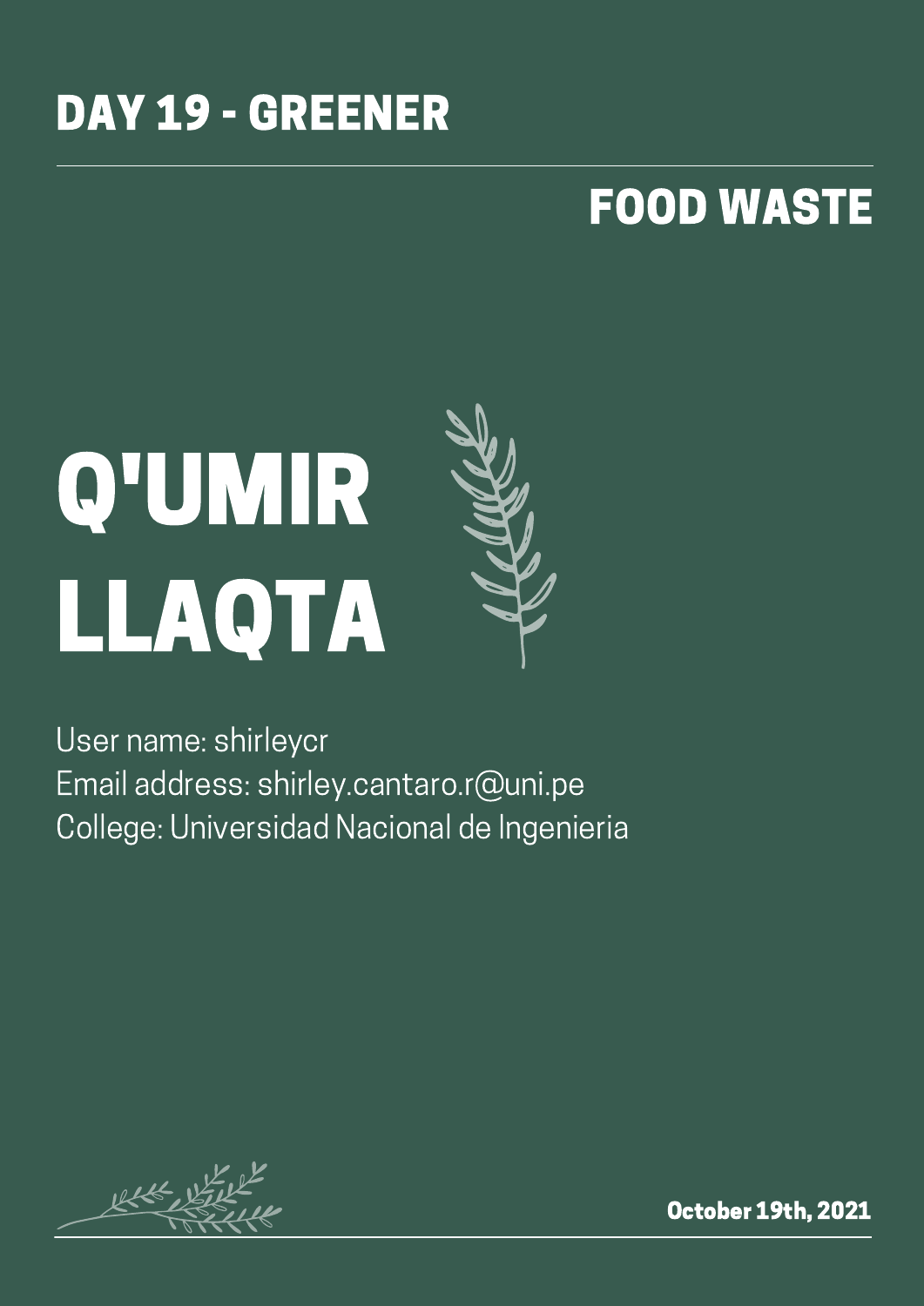## DAY 19 - GREENER

## FOOD WASTE

# Q'UMIR LLAQTA

User name: shirleycr
Email address: shirley.cantaro.r@uni.pe
College: Universidad Nacional de Ingenieria

**October 19th, 2021**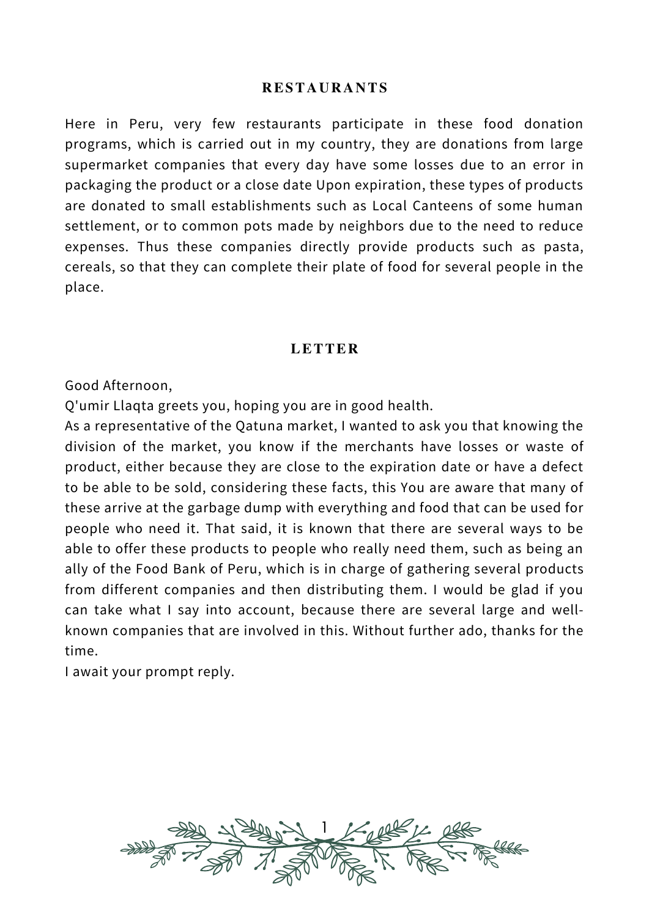## RESTAURANTS

Here in Peru, very few restaurants participate in these food donation programs, which is carried out in my country, they are donations from large supermarket companies that every day have some losses due to an error in packaging the product or a close date Upon expiration, these types of products are donated to small establishments such as Local Canteens of some human settlement, or to common pots made by neighbors due to the need to reduce expenses. Thus these companies directly provide products such as pasta, cereals, so that they can complete their plate of food for several people in the place.

## LETTER

Good Afternoon,

Q'umir Llaqta greets you, hoping you are in good health.

As a representative of the Qatuna market, I wanted to ask you that knowing the division of the market, you know if the merchants have losses or waste of product, either because they are close to the expiration date or have a defect to be able to be sold, considering these facts, this You are aware that many of these arrive at the garbage dump with everything and food that can be used for people who need it. That said, it is known that there are several ways to be able to offer these products to people who really need them, such as being an ally of the Food Bank of Peru, which is in charge of gathering several products from different companies and then distributing them. I would be glad if you can take what I say into account, because there are several large and well-known companies that are involved in this. Without further ado, thanks for the time.

I await your prompt reply.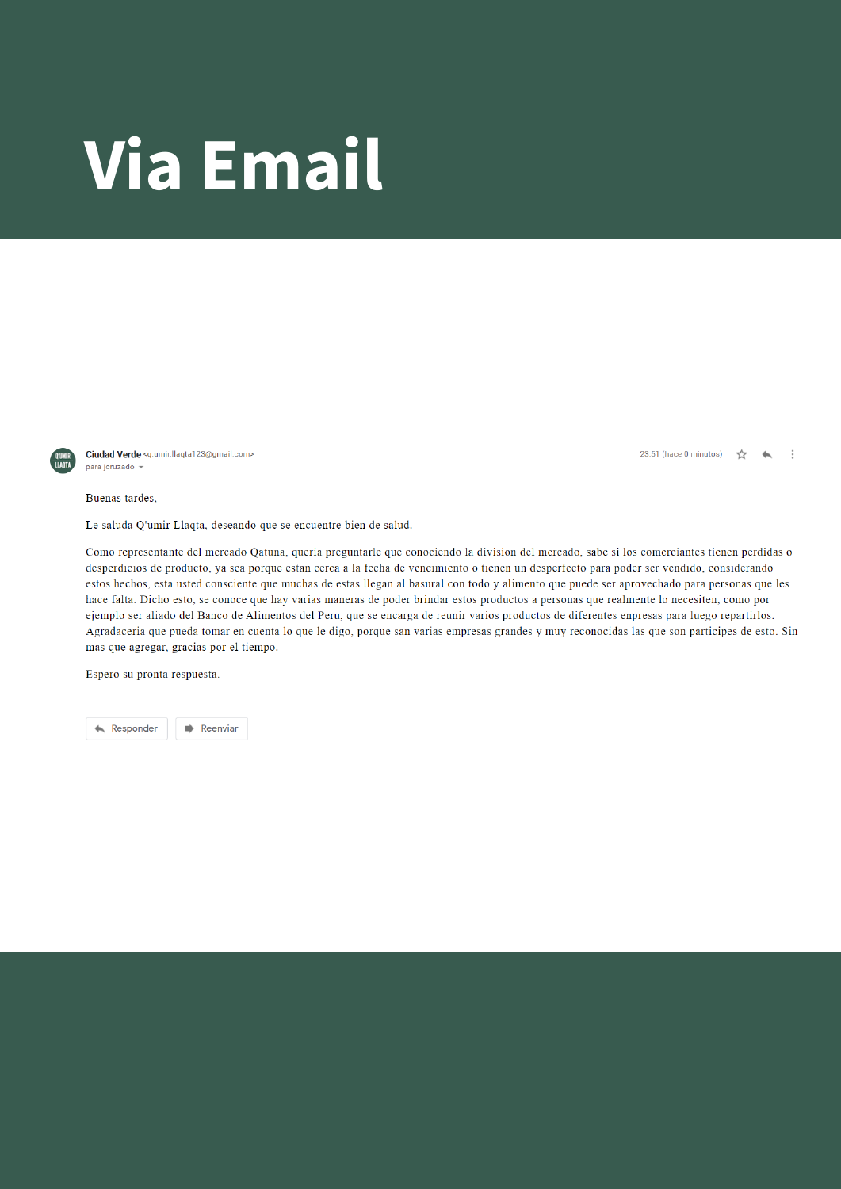# Via Email

**Ciudad Verde** <q.umir.llaqta123@gmail.com>
para jcruzado

23:51 (hace 0 minutos)

Buenas tardes,

Le saluda Q'umir Llaqta, deseando que se encuentre bien de salud.

Como representante del mercado Qatuna, queria preguntarle que conociendo la division del mercado, sabe si los comerciantes tienen perdidas o desperdicios de producto, ya sea porque estan cerca a la fecha de vencimiento o tienen un desperfecto para poder ser vendido, considerando estos hechos, esta usted consciente que muchas de estas llegan al basural con todo y alimento que puede ser aprovechado para personas que les hace falta. Dicho esto, se conoce que hay varias maneras de poder brindar estos productos a personas que realmente lo necesiten, como por ejemplo ser aliado del Banco de Alimentos del Peru, que se encarga de reunir varios productos de diferentes enpresas para luego repartirlos. Agradaceria que pueda tomar en cuenta lo que le digo, porque san varias empresas grandes y muy reconocidas las que son participes de esto. Sin mas que agregar, gracias por el tiempo.

Espero su pronta respuesta.

Responder | Reenviar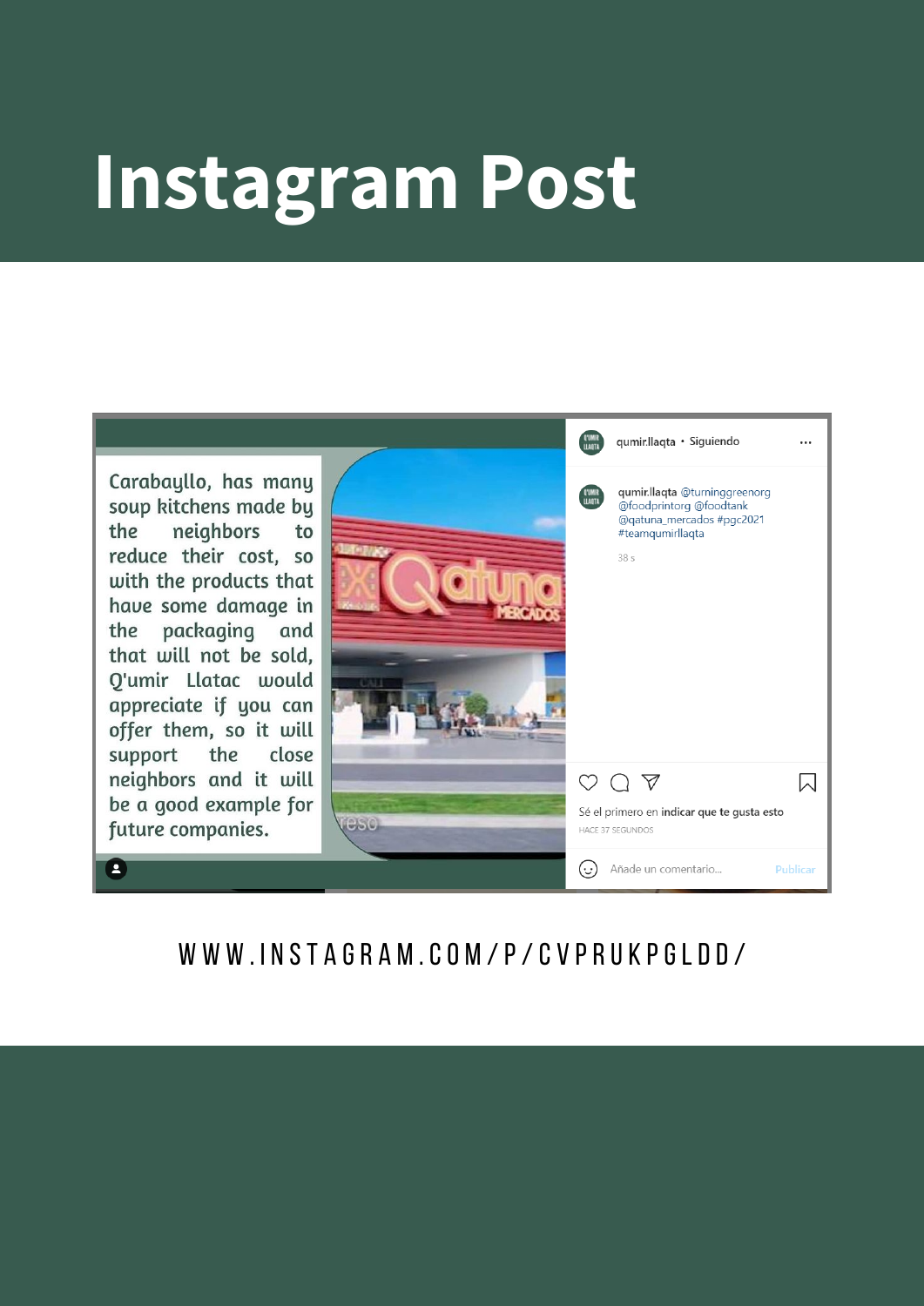# Instagram Post

Carabayllo, has many soup kitchens made by the neighbors to reduce their cost, so with the products that have some damage in the packaging and that will not be sold, Q'umir Llatac would appreciate if you can offer them, so it will support the close neighbors and it will be a good example for future companies.

qumir.llaqta • Siguiendo

qumir.llaqta @turninggreenorg @foodprintorg @foodtank @qatuna_mercados #pgc2021 #teamqumirllaqta

38 s

Sé el primero en indicar que te gusta esto

HACE 37 SEGUNDOS

Añade un comentario...

Publicar

WWW.INSTAGRAM.COM/P/CVPRUKPGLDD/